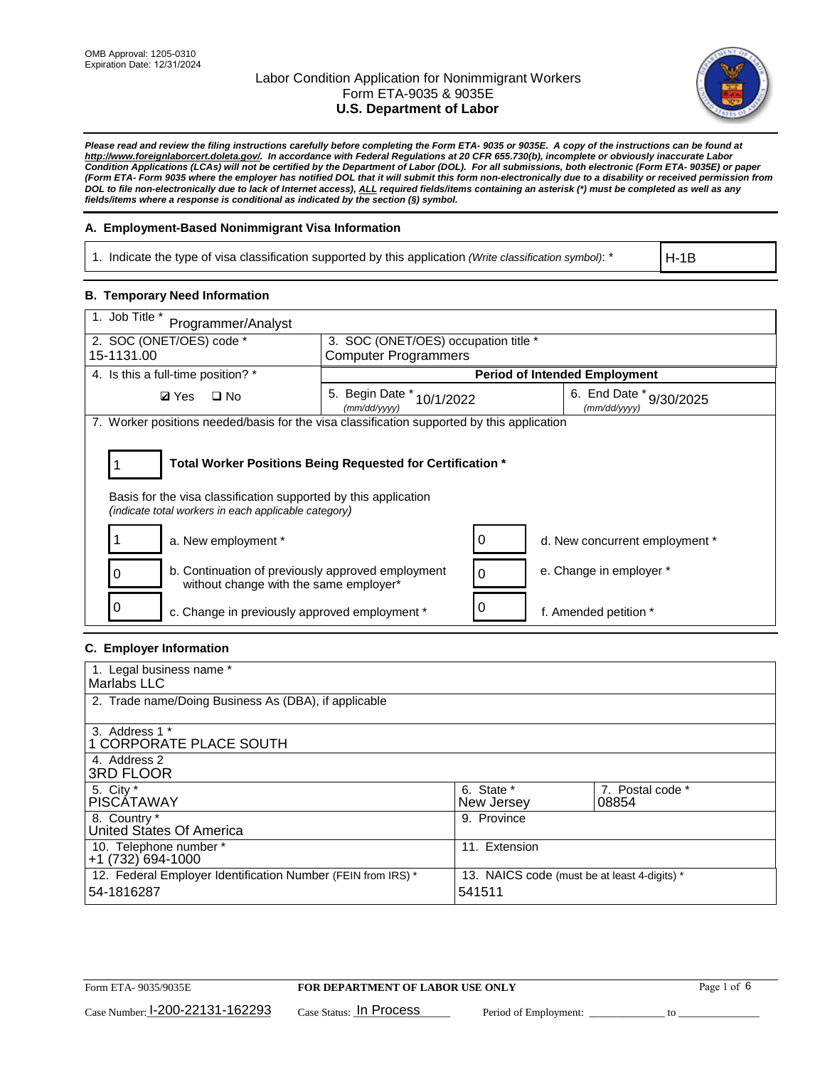OMB Approval: 1205-0310
Expiration Date: 12/31/2024

# Labor Condition Application for Nonimmigrant Workers
## Form ETA-9035 & 9035E
## U.S. Department of Labor

***Please read and review the filing instructions carefully before completing the Form ETA- 9035 or 9035E. A copy of the instructions can be found at http://www.foreignlaborcert.doleta.gov/. In accordance with Federal Regulations at 20 CFR 655.730(b), incomplete or obviously inaccurate Labor Condition Applications (LCAs) will not be certified by the Department of Labor (DOL). For all submissions, both electronic (Form ETA- 9035E) or paper (Form ETA- Form 9035 where the employer has notified DOL that it will submit this form non-electronically due to a disability or received permission from DOL to file non-electronically due to lack of Internet access), ALL required fields/items containing an asterisk (*) must be completed as well as any fields/items where a response is conditional as indicated by the section (§) symbol.***

### A. Employment-Based Nonimmigrant Visa Information

| 1. Indicate the type of visa classification supported by this application *(Write classification symbol)*: * | H-1B |
|---|---|

### B. Temporary Need Information

| 1. Job Title * Programmer/Analyst | | |
|---|---|---|
| 2. SOC (ONET/OES) code * 15-1131.00 | 3. SOC (ONET/OES) occupation title * Computer Programmers | |
| 4. Is this a full-time position? * | **Period of Intended Employment** | |
| ☑ Yes ☐ No | 5. Begin Date * (mm/dd/yyyy) 10/1/2022 | 6. End Date * (mm/dd/yyyy) 9/30/2025 |

7. Worker positions needed/basis for the visa classification supported by this application

**1 — Total Worker Positions Being Requested for Certification ***

Basis for the visa classification supported by this application
*(indicate total workers in each applicable category)*

| Count | Category | Count | Category |
|---|---|---|---|
| 1 | a. New employment * | 0 | d. New concurrent employment * |
| 0 | b. Continuation of previously approved employment without change with the same employer* | 0 | e. Change in employer * |
| 0 | c. Change in previously approved employment * | 0 | f. Amended petition * |

### C. Employer Information

| 1. Legal business name * Marlabs LLC | | |
|---|---|---|
| 2. Trade name/Doing Business As (DBA), if applicable | | |
| 3. Address 1 * 1 CORPORATE PLACE SOUTH | | |
| 4. Address 2 3RD FLOOR | | |
| 5. City * PISCATAWAY | 6. State * New Jersey | 7. Postal code * 08854 |
| 8. Country * United States Of America | 9. Province | |
| 10. Telephone number * +1 (732) 694-1000 | 11. Extension | |
| 12. Federal Employer Identification Number (FEIN from IRS) * 54-1816287 | 13. NAICS code (must be at least 4-digits) * 541511 | |

Form ETA- 9035/9035E — **FOR DEPARTMENT OF LABOR USE ONLY**

Case Number: I-200-22131-162293 Case Status: In Process Period of Employment: _____________ to _______________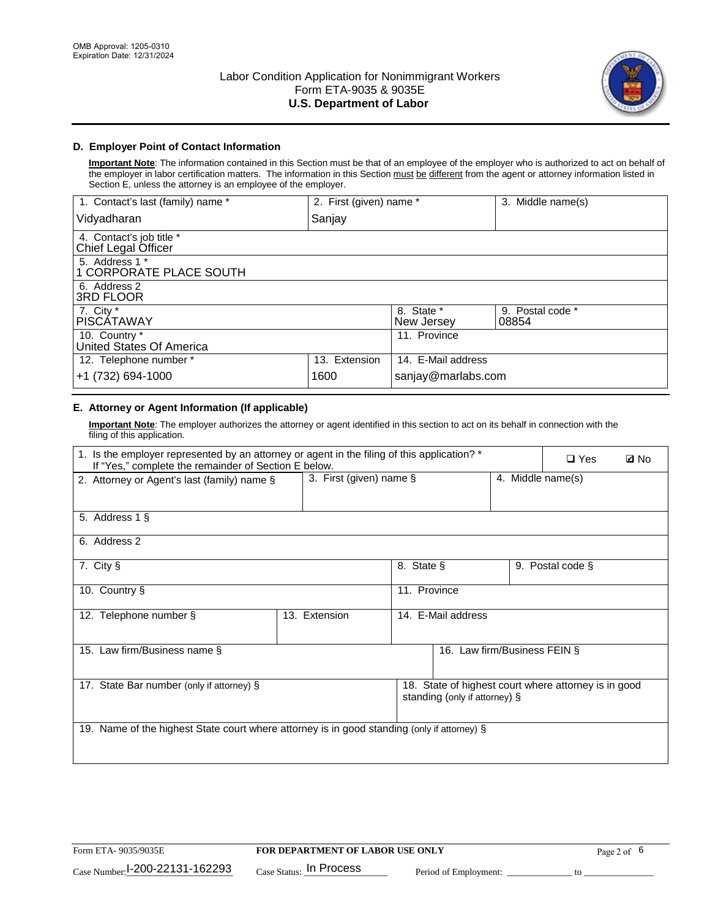OMB Approval: 1205-0310
Expiration Date: 12/31/2024

# Labor Condition Application for Nonimmigrant Workers
## Form ETA-9035 & 9035E
## U.S. Department of Labor

### D. Employer Point of Contact Information

**Important Note**: The information contained in this Section must be that of an employee of the employer who is authorized to act on behalf of the employer in labor certification matters. The information in this Section must be different from the agent or attorney information listed in Section E, unless the attorney is an employee of the employer.

| 1. Contact's last (family) name * | 2. First (given) name * | 3. Middle name(s) |
|---|---|---|
| Vidyadharan | Sanjay | |

| 4. Contact's job title * |
|---|
| Chief Legal Officer |

| 5. Address 1 * |
|---|
| 1 CORPORATE PLACE SOUTH |

| 6. Address 2 |
|---|
| 3RD FLOOR |

| 7. City * | 8. State * | 9. Postal code * |
|---|---|---|
| PISCATAWAY | New Jersey | 08854 |

| 10. Country * | 11. Province |
|---|---|
| United States Of America | |

| 12. Telephone number * | 13. Extension | 14. E-Mail address |
|---|---|---|
| +1 (732) 694-1000 | 1600 | sanjay@marlabs.com |

### E. Attorney or Agent Information (If applicable)

**Important Note**: The employer authorizes the attorney or agent identified in this section to act on its behalf in connection with the filing of this application.

1. Is the employer represented by an attorney or agent in the filing of this application? * If "Yes," complete the remainder of Section E below. ☐ Yes ☑ No

| 2. Attorney or Agent's last (family) name § | 3. First (given) name § | 4. Middle name(s) |
|---|---|---|
| | | |

| 5. Address 1 § |
|---|
| |

| 6. Address 2 |
|---|
| |

| 7. City § | 8. State § | 9. Postal code § |
|---|---|---|
| | | |

| 10. Country § | 11. Province |
|---|---|
| | |

| 12. Telephone number § | 13. Extension | 14. E-Mail address |
|---|---|---|
| | | |

| 15. Law firm/Business name § | 16. Law firm/Business FEIN § |
|---|---|
| | |

| 17. State Bar number (only if attorney) § | 18. State of highest court where attorney is in good standing (only if attorney) § |
|---|---|
| | |

| 19. Name of the highest State court where attorney is in good standing (only if attorney) § |
|---|
| |

Form ETA- 9035/9035E — FOR DEPARTMENT OF LABOR USE ONLY

Case Number: I-200-22131-162293 Case Status: In Process Period of Employment: _____________ to _______________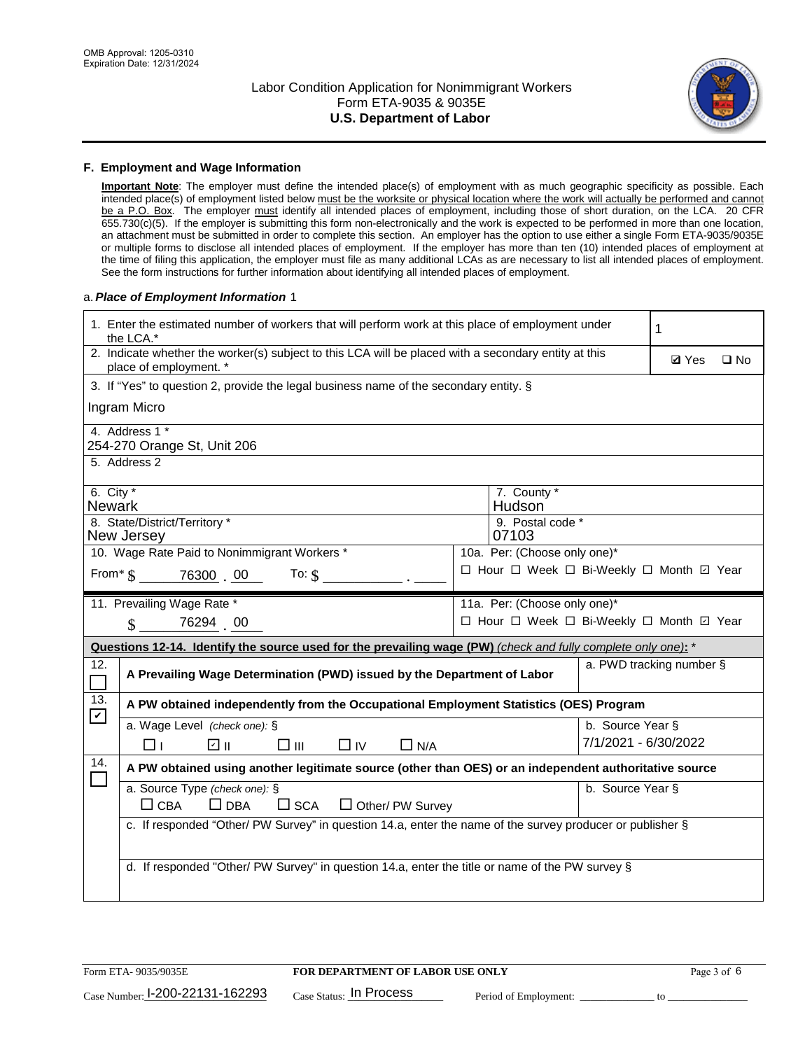## F. Employment and Wage Information

**Important Note**: The employer must define the intended place(s) of employment with as much geographic specificity as possible. Each intended place(s) of employment listed below must be the worksite or physical location where the work will actually be performed and cannot be a P.O. Box. The employer must identify all intended places of employment, including those of short duration, on the LCA. 20 CFR 655.730(c)(5). If the employer is submitting this form non-electronically and the work is expected to be performed in more than one location, an attachment must be submitted in order to complete this section. An employer has the option to use either a single Form ETA-9035/9035E or multiple forms to disclose all intended places of employment. If the employer has more than ten (10) intended places of employment at the time of filing this application, the employer must file as many additional LCAs as are necessary to list all intended places of employment. See the form instructions for further information about identifying all intended places of employment.

a. *Place of Employment Information* 1

| | |
|---|---|
| 1. Enter the estimated number of workers that will perform work at this place of employment under the LCA.* | 1 |
| 2. Indicate whether the worker(s) subject to this LCA will be placed with a secondary entity at this place of employment. * | ☑ Yes ☐ No |
| 3. If "Yes" to question 2, provide the legal business name of the secondary entity. § Ingram Micro | |
| 4. Address 1 * 254-270 Orange St, Unit 206 | |
| 5. Address 2 | |
| 6. City * Newark | 7. County * Hudson |
| 8. State/District/Territory * New Jersey | 9. Postal code * 07103 |
| 10. Wage Rate Paid to Nonimmigrant Workers * From* $ 76300 . 00 To: $ ______ . ____ | 10a. Per: (Choose only one)* ☐ Hour ☐ Week ☐ Bi-Weekly ☐ Month ☑ Year |
| 11. Prevailing Wage Rate * $ 76294 . 00 | 11a. Per: (Choose only one)* ☐ Hour ☐ Week ☐ Bi-Weekly ☐ Month ☑ Year |

**Questions 12-14. Identify the source used for the prevailing wage (PW)** *(check and fully complete only one)*: *

| | | |
|---|---|---|
| 12. ☐ | A Prevailing Wage Determination (PWD) issued by the Department of Labor | a. PWD tracking number § |
| 13. ☑ | A PW obtained independently from the Occupational Employment Statistics (OES) Program | |
| | a. Wage Level *(check one)*: § ☐ I ☑ II ☐ III ☐ IV ☐ N/A | b. Source Year § 7/1/2021 - 6/30/2022 |
| 14. ☐ | A PW obtained using another legitimate source (other than OES) or an independent authoritative source | |
| | a. Source Type *(check one)*: § ☐ CBA ☐ DBA ☐ SCA ☐ Other/ PW Survey | b. Source Year § |
| | c. If responded "Other/ PW Survey" in question 14.a, enter the name of the survey producer or publisher § | |
| | d. If responded "Other/ PW Survey" in question 14.a, enter the title or name of the PW survey § | |

Form ETA- 9035/9035E | **FOR DEPARTMENT OF LABOR USE ONLY**

Case Number: I-200-22131-162293 Case Status: In Process Period of Employment: ____________ to ____________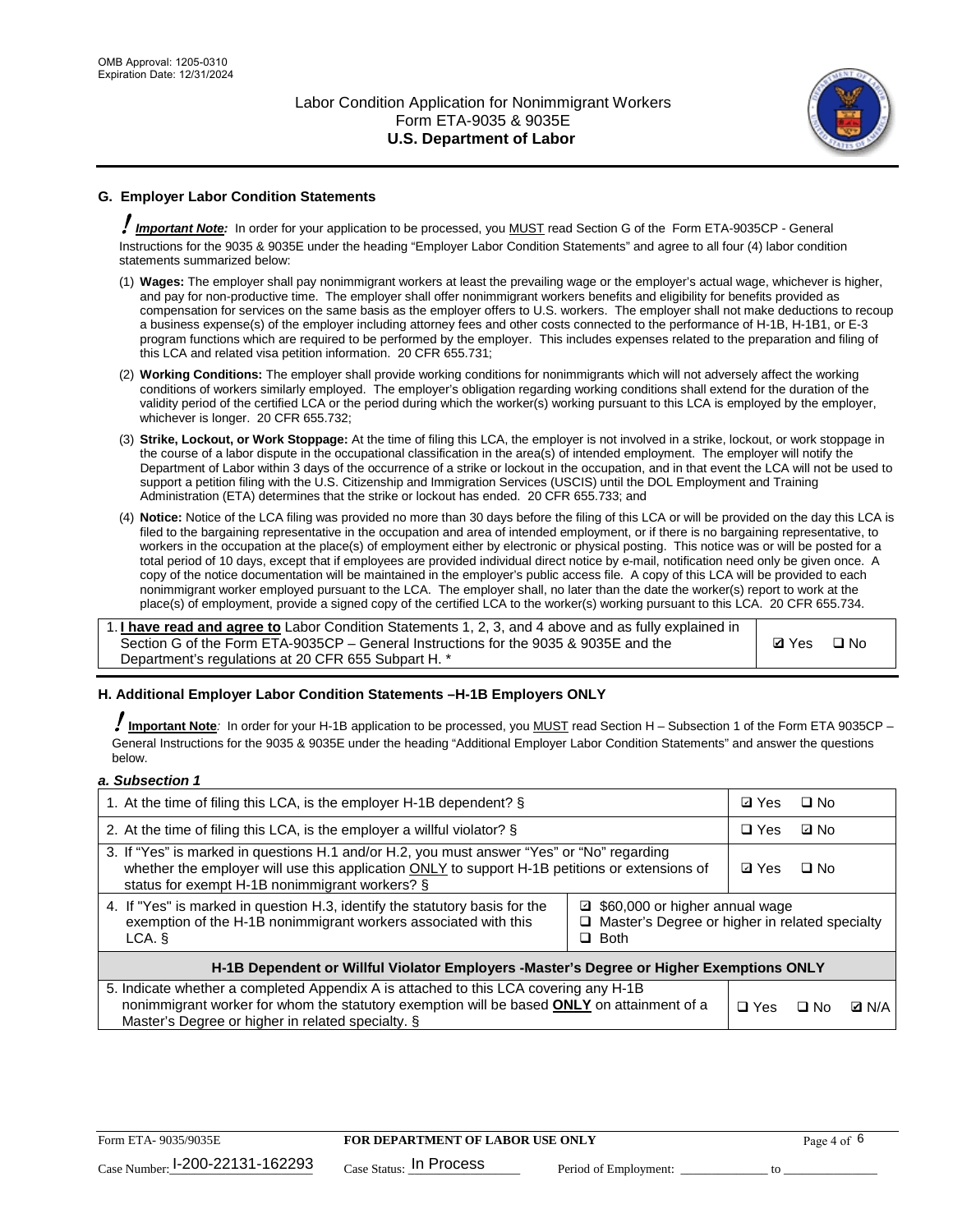## G. Employer Labor Condition Statements

***Important Note:*** In order for your application to be processed, you MUST read Section G of the Form ETA-9035CP - General Instructions for the 9035 & 9035E under the heading "Employer Labor Condition Statements" and agree to all four (4) labor condition statements summarized below:

(1) **Wages:** The employer shall pay nonimmigrant workers at least the prevailing wage or the employer's actual wage, whichever is higher, and pay for non-productive time. The employer shall offer nonimmigrant workers benefits and eligibility for benefits provided as compensation for services on the same basis as the employer offers to U.S. workers. The employer shall not make deductions to recoup a business expense(s) of the employer including attorney fees and other costs connected to the performance of H-1B, H-1B1, or E-3 program functions which are required to be performed by the employer. This includes expenses related to the preparation and filing of this LCA and related visa petition information. 20 CFR 655.731;

(2) **Working Conditions:** The employer shall provide working conditions for nonimmigrants which will not adversely affect the working conditions of workers similarly employed. The employer's obligation regarding working conditions shall extend for the duration of the validity period of the certified LCA or the period during which the worker(s) working pursuant to this LCA is employed by the employer, whichever is longer. 20 CFR 655.732;

(3) **Strike, Lockout, or Work Stoppage:** At the time of filing this LCA, the employer is not involved in a strike, lockout, or work stoppage in the course of a labor dispute in the occupational classification in the area(s) of intended employment. The employer will notify the Department of Labor within 3 days of the occurrence of a strike or lockout in the occupation, and in that event the LCA will not be used to support a petition filing with the U.S. Citizenship and Immigration Services (USCIS) until the DOL Employment and Training Administration (ETA) determines that the strike or lockout has ended. 20 CFR 655.733; and

(4) **Notice:** Notice of the LCA filing was provided no more than 30 days before the filing of this LCA or will be provided on the day this LCA is filed to the bargaining representative in the occupation and area of intended employment, or if there is no bargaining representative, to workers in the occupation at the place(s) of employment either by electronic or physical posting. This notice was or will be posted for a total period of 10 days, except that if employees are provided individual direct notice by e-mail, notification need only be given once. A copy of the notice documentation will be maintained in the employer's public access file. A copy of this LCA will be provided to each nonimmigrant worker employed pursuant to the LCA. The employer shall, no later than the date the worker(s) report to work at the place(s) of employment, provide a signed copy of the certified LCA to the worker(s) working pursuant to this LCA. 20 CFR 655.734.

| | |
|---|---|
| 1. **I have read and agree to** Labor Condition Statements 1, 2, 3, and 4 above and as fully explained in Section G of the Form ETA-9035CP – General Instructions for the 9035 & 9035E and the Department's regulations at 20 CFR 655 Subpart H. * | ☑ Yes ☐ No |

## H. Additional Employer Labor Condition Statements –H-1B Employers ONLY

***Important Note:*** In order for your H-1B application to be processed, you MUST read Section H – Subsection 1 of the Form ETA 9035CP – General Instructions for the 9035 & 9035E under the heading "Additional Employer Labor Condition Statements" and answer the questions below.

***a. Subsection 1***

| | |
|---|---|
| 1. At the time of filing this LCA, is the employer H-1B dependent? § | ☑ Yes ☐ No |
| 2. At the time of filing this LCA, is the employer a willful violator? § | ☐ Yes ☑ No |
| 3. If "Yes" is marked in questions H.1 and/or H.2, you must answer "Yes" or "No" regarding whether the employer will use this application ONLY to support H-1B petitions or extensions of status for exempt H-1B nonimmigrant workers? § | ☑ Yes ☐ No |
| 4. If "Yes" is marked in question H.3, identify the statutory basis for the exemption of the H-1B nonimmigrant workers associated with this LCA. § | ☑ $60,000 or higher annual wage<br>☐ Master's Degree or higher in related specialty<br>☐ Both |
| **H-1B Dependent or Willful Violator Employers -Master's Degree or Higher Exemptions ONLY** | |
| 5. Indicate whether a completed Appendix A is attached to this LCA covering any H-1B nonimmigrant worker for whom the statutory exemption will be based **ONLY** on attainment of a Master's Degree or higher in related specialty. § | ☐ Yes ☐ No ☑ N/A |

Form ETA- 9035/9035E | **FOR DEPARTMENT OF LABOR USE ONLY**

Case Number: I-200-22131-162293 Case Status: In Process Period of Employment: _____________ to _____________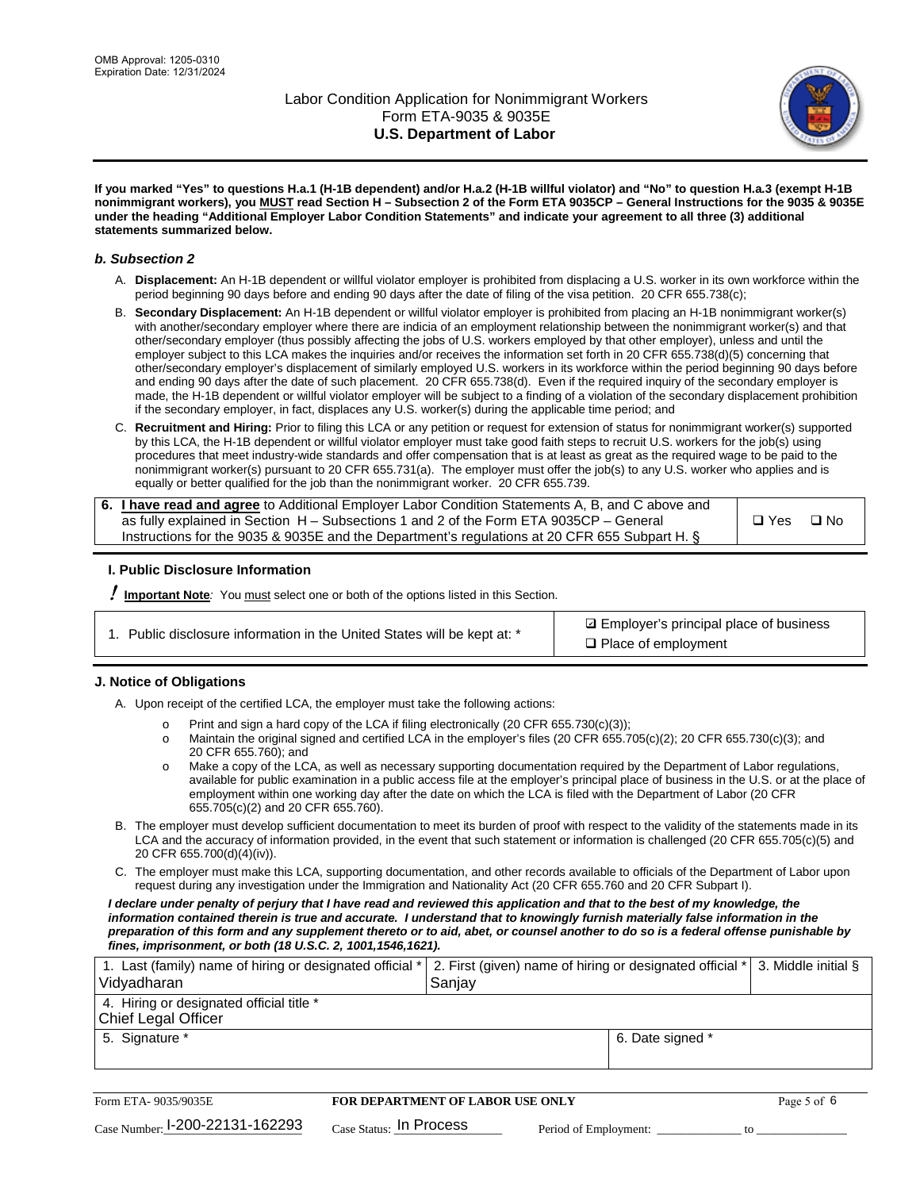If you marked "Yes" to questions H.a.1 (H-1B dependent) and/or H.a.2 (H-1B willful violator) and "No" to question H.a.3 (exempt H-1B nonimmigrant workers), you MUST read Section H – Subsection 2 of the Form ETA 9035CP – General Instructions for the 9035 & 9035E under the heading "Additional Employer Labor Condition Statements" and indicate your agreement to all three (3) additional statements summarized below.

### b. Subsection 2

A. **Displacement:** An H-1B dependent or willful violator employer is prohibited from displacing a U.S. worker in its own workforce within the period beginning 90 days before and ending 90 days after the date of filing of the visa petition. 20 CFR 655.738(c);

B. **Secondary Displacement:** An H-1B dependent or willful violator employer is prohibited from placing an H-1B nonimmigrant worker(s) with another/secondary employer where there are indicia of an employment relationship between the nonimmigrant worker(s) and that other/secondary employer (thus possibly affecting the jobs of U.S. workers employed by that other employer), unless and until the employer subject to this LCA makes the inquiries and/or receives the information set forth in 20 CFR 655.738(d)(5) concerning that other/secondary employer's displacement of similarly employed U.S. workers in its workforce within the period beginning 90 days before and ending 90 days after the date of such placement. 20 CFR 655.738(d). Even if the required inquiry of the secondary employer is made, the H-1B dependent or willful violator employer will be subject to a finding of a violation of the secondary displacement prohibition if the secondary employer, in fact, displaces any U.S. worker(s) during the applicable time period; and

C. **Recruitment and Hiring:** Prior to filing this LCA or any petition or request for extension of status for nonimmigrant worker(s) supported by this LCA, the H-1B dependent or willful violator employer must take good faith steps to recruit U.S. workers for the job(s) using procedures that meet industry-wide standards and offer compensation that is at least as great as the required wage to be paid to the nonimmigrant worker(s) pursuant to 20 CFR 655.731(a). The employer must offer the job(s) to any U.S. worker who applies and is equally or better qualified for the job than the nonimmigrant worker. 20 CFR 655.739.

| 6. **I have read and agree** to Additional Employer Labor Condition Statements A, B, and C above and as fully explained in Section H – Subsections 1 and 2 of the Form ETA 9035CP – General Instructions for the 9035 & 9035E and the Department's regulations at 20 CFR 655 Subpart H. § | ❑ Yes ❑ No |
|---|---|

## I. Public Disclosure Information

! **Important Note**: You must select one or both of the options listed in this Section.

| 1. Public disclosure information in the United States will be kept at: * | ☑ Employer's principal place of business<br>❑ Place of employment |
|---|---|

## J. Notice of Obligations

A. Upon receipt of the certified LCA, the employer must take the following actions:

- Print and sign a hard copy of the LCA if filing electronically (20 CFR 655.730(c)(3));
- Maintain the original signed and certified LCA in the employer's files (20 CFR 655.705(c)(2); 20 CFR 655.730(c)(3); and 20 CFR 655.760); and
- Make a copy of the LCA, as well as necessary supporting documentation required by the Department of Labor regulations, available for public examination in a public access file at the employer's principal place of business in the U.S. or at the place of employment within one working day after the date on which the LCA is filed with the Department of Labor (20 CFR 655.705(c)(2) and 20 CFR 655.760).

B. The employer must develop sufficient documentation to meet its burden of proof with respect to the validity of the statements made in its LCA and the accuracy of information provided, in the event that such statement or information is challenged (20 CFR 655.705(c)(5) and 20 CFR 655.700(d)(4)(iv)).

C. The employer must make this LCA, supporting documentation, and other records available to officials of the Department of Labor upon request during any investigation under the Immigration and Nationality Act (20 CFR 655.760 and 20 CFR Subpart I).

*I declare under penalty of perjury that I have read and reviewed this application and that to the best of my knowledge, the information contained therein is true and accurate. I understand that to knowingly furnish materially false information in the preparation of this form and any supplement thereto or to aid, abet, or counsel another to do so is a federal offense punishable by fines, imprisonment, or both (18 U.S.C. 2, 1001,1546,1621).*

| 1. Last (family) name of hiring or designated official * | 2. First (given) name of hiring or designated official * | 3. Middle initial § |
|---|---|---|
| Vidyadharan | Sanjay | |
| 4. Hiring or designated official title * | | |
| Chief Legal Officer | | |
| 5. Signature * | 6. Date signed * | |
| | | |

| Form ETA- 9035/9035E | FOR DEPARTMENT OF LABOR USE ONLY | |
|---|---|---|
| Case Number: I-200-22131-162293 | Case Status: In Process | Period of Employment: _____________ to _____________ |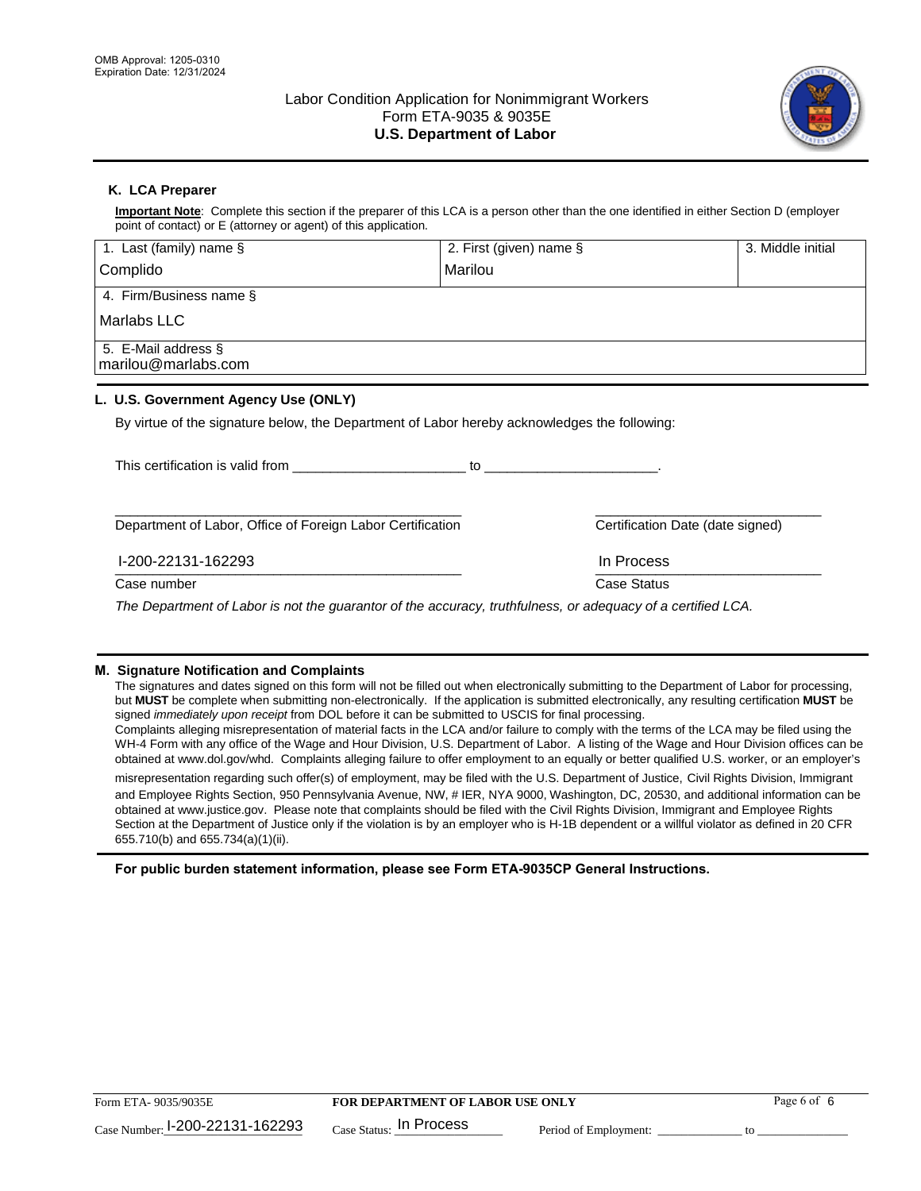OMB Approval: 1205-0310
Expiration Date: 12/31/2024

# Labor Condition Application for Nonimmigrant Workers
Form ETA-9035 & 9035E
**U.S. Department of Labor**

## K. LCA Preparer

**Important Note**: Complete this section if the preparer of this LCA is a person other than the one identified in either Section D (employer point of contact) or E (attorney or agent) of this application.

| 1. Last (family) name § | 2. First (given) name § | 3. Middle initial |
|---|---|---|
| Complido | Marilou | |
| 4. Firm/Business name § | | |
| Marlabs LLC | | |
| 5. E-Mail address § | | |
| marilou@marlabs.com | | |

## L. U.S. Government Agency Use (ONLY)

By virtue of the signature below, the Department of Labor hereby acknowledges the following:

This certification is valid from ______________________ to ______________________.

______________________________________________ Department of Labor, Office of Foreign Labor Certification

______________________________ Certification Date (date signed)

I-200-22131-162293
Case number

In Process
Case Status

*The Department of Labor is not the guarantor of the accuracy, truthfulness, or adequacy of a certified LCA.*

## M. Signature Notification and Complaints

The signatures and dates signed on this form will not be filled out when electronically submitting to the Department of Labor for processing, but **MUST** be complete when submitting non-electronically. If the application is submitted electronically, any resulting certification **MUST** be signed *immediately upon receipt* from DOL before it can be submitted to USCIS for final processing.

Complaints alleging misrepresentation of material facts in the LCA and/or failure to comply with the terms of the LCA may be filed using the WH-4 Form with any office of the Wage and Hour Division, U.S. Department of Labor. A listing of the Wage and Hour Division offices can be obtained at www.dol.gov/whd. Complaints alleging failure to offer employment to an equally or better qualified U.S. worker, or an employer's misrepresentation regarding such offer(s) of employment, may be filed with the U.S. Department of Justice, Civil Rights Division, Immigrant and Employee Rights Section, 950 Pennsylvania Avenue, NW, # IER, NYA 9000, Washington, DC, 20530, and additional information can be obtained at www.justice.gov. Please note that complaints should be filed with the Civil Rights Division, Immigrant and Employee Rights Section at the Department of Justice only if the violation is by an employer who is H-1B dependent or a willful violator as defined in 20 CFR 655.710(b) and 655.734(a)(1)(ii).

**For public burden statement information, please see Form ETA-9035CP General Instructions.**

Form ETA- 9035/9035E | **FOR DEPARTMENT OF LABOR USE ONLY**

Case Number: I-200-22131-162293 Case Status: In Process Period of Employment: ____________ to ______________